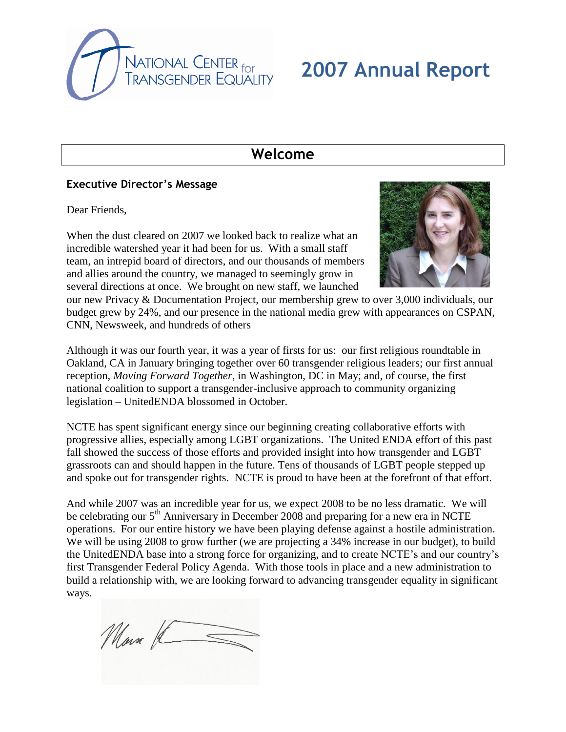NATIONAL CENTER for TRANSGENDER EQUALITY

# 2007 Annual Report

## Welcome

### Executive Director's Message

Dear Friends,

When the dust cleared on 2007 we looked back to realize what an incredible watershed year it had been for us. With a small staff team, an intrepid board of directors, and our thousands of members and allies around the country, we managed to seemingly grow in several directions at once. We brought on new staff, we launched our new Privacy & Documentation Project, our membership grew to over 3,000 individuals, our budget grew by 24%, and our presence in the national media grew with appearances on CSPAN, CNN, Newsweek, and hundreds of others

Although it was our fourth year, it was a year of firsts for us: our first religious roundtable in Oakland, CA in January bringing together over 60 transgender religious leaders; our first annual reception, *Moving Forward Together*, in Washington, DC in May; and, of course, the first national coalition to support a transgender-inclusive approach to community organizing legislation – UnitedENDA blossomed in October.

NCTE has spent significant energy since our beginning creating collaborative efforts with progressive allies, especially among LGBT organizations. The United ENDA effort of this past fall showed the success of those efforts and provided insight into how transgender and LGBT grassroots can and should happen in the future. Tens of thousands of LGBT people stepped up and spoke out for transgender rights. NCTE is proud to have been at the forefront of that effort.

And while 2007 was an incredible year for us, we expect 2008 to be no less dramatic. We will be celebrating our 5th Anniversary in December 2008 and preparing for a new era in NCTE operations. For our entire history we have been playing defense against a hostile administration. We will be using 2008 to grow further (we are projecting a 34% increase in our budget), to build the UnitedENDA base into a strong force for organizing, and to create NCTE's and our country's first Transgender Federal Policy Agenda. With those tools in place and a new administration to build a relationship with, we are looking forward to advancing transgender equality in significant ways.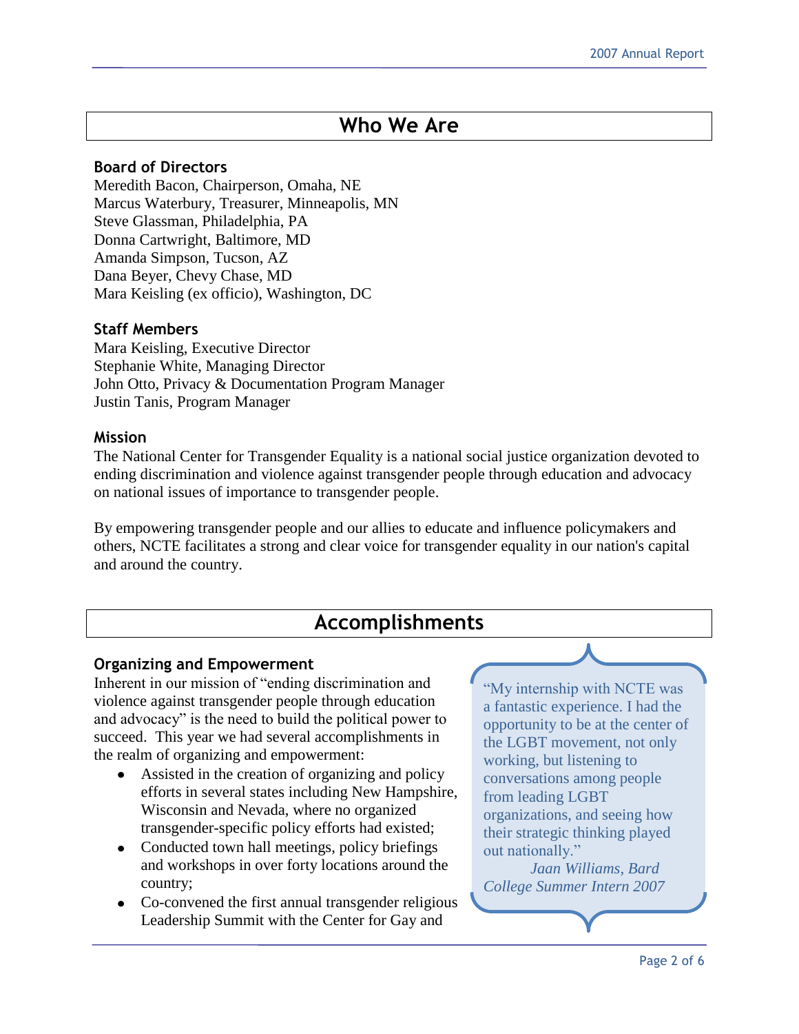## Who We Are

### Board of Directors

Meredith Bacon, Chairperson, Omaha, NE
Marcus Waterbury, Treasurer, Minneapolis, MN
Steve Glassman, Philadelphia, PA
Donna Cartwright, Baltimore, MD
Amanda Simpson, Tucson, AZ
Dana Beyer, Chevy Chase, MD
Mara Keisling (ex officio), Washington, DC

### Staff Members

Mara Keisling, Executive Director
Stephanie White, Managing Director
John Otto, Privacy & Documentation Program Manager
Justin Tanis, Program Manager

### Mission

The National Center for Transgender Equality is a national social justice organization devoted to ending discrimination and violence against transgender people through education and advocacy on national issues of importance to transgender people.

By empowering transgender people and our allies to educate and influence policymakers and others, NCTE facilitates a strong and clear voice for transgender equality in our nation's capital and around the country.

## Accomplishments

### Organizing and Empowerment

Inherent in our mission of "ending discrimination and violence against transgender people through education and advocacy" is the need to build the political power to succeed. This year we had several accomplishments in the realm of organizing and empowerment:

- Assisted in the creation of organizing and policy efforts in several states including New Hampshire, Wisconsin and Nevada, where no organized transgender-specific policy efforts had existed;
- Conducted town hall meetings, policy briefings and workshops in over forty locations around the country;
- Co-convened the first annual transgender religious Leadership Summit with the Center for Gay and

> "My internship with NCTE was a fantastic experience. I had the opportunity to be at the center of the LGBT movement, not only working, but listening to conversations among people from leading LGBT organizations, and seeing how their strategic thinking played out nationally."
>
> *Jaan Williams, Bard College Summer Intern 2007*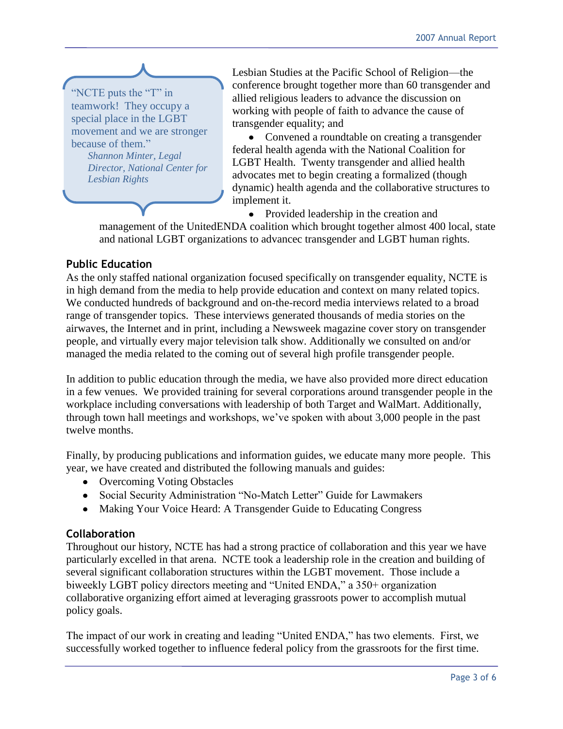> "NCTE puts the "T" in teamwork! They occupy a special place in the LGBT movement and we are stronger because of them."
>
> *Shannon Minter, Legal Director, National Center for Lesbian Rights*

Lesbian Studies at the Pacific School of Religion—the conference brought together more than 60 transgender and allied religious leaders to advance the discussion on working with people of faith to advance the cause of transgender equality; and

- Convened a roundtable on creating a transgender federal health agenda with the National Coalition for LGBT Health. Twenty transgender and allied health advocates met to begin creating a formalized (though dynamic) health agenda and the collaborative structures to implement it.
- Provided leadership in the creation and management of the UnitedENDA coalition which brought together almost 400 local, state and national LGBT organizations to advancec transgender and LGBT human rights.

## Public Education

As the only staffed national organization focused specifically on transgender equality, NCTE is in high demand from the media to help provide education and context on many related topics. We conducted hundreds of background and on-the-record media interviews related to a broad range of transgender topics. These interviews generated thousands of media stories on the airwaves, the Internet and in print, including a Newsweek magazine cover story on transgender people, and virtually every major television talk show. Additionally we consulted on and/or managed the media related to the coming out of several high profile transgender people.

In addition to public education through the media, we have also provided more direct education in a few venues. We provided training for several corporations around transgender people in the workplace including conversations with leadership of both Target and WalMart. Additionally, through town hall meetings and workshops, we've spoken with about 3,000 people in the past twelve months.

Finally, by producing publications and information guides, we educate many more people. This year, we have created and distributed the following manuals and guides:

- Overcoming Voting Obstacles
- Social Security Administration "No-Match Letter" Guide for Lawmakers
- Making Your Voice Heard: A Transgender Guide to Educating Congress

## Collaboration

Throughout our history, NCTE has had a strong practice of collaboration and this year we have particularly excelled in that arena. NCTE took a leadership role in the creation and building of several significant collaboration structures within the LGBT movement. Those include a biweekly LGBT policy directors meeting and "United ENDA," a 350+ organization collaborative organizing effort aimed at leveraging grassroots power to accomplish mutual policy goals.

The impact of our work in creating and leading "United ENDA," has two elements. First, we successfully worked together to influence federal policy from the grassroots for the first time.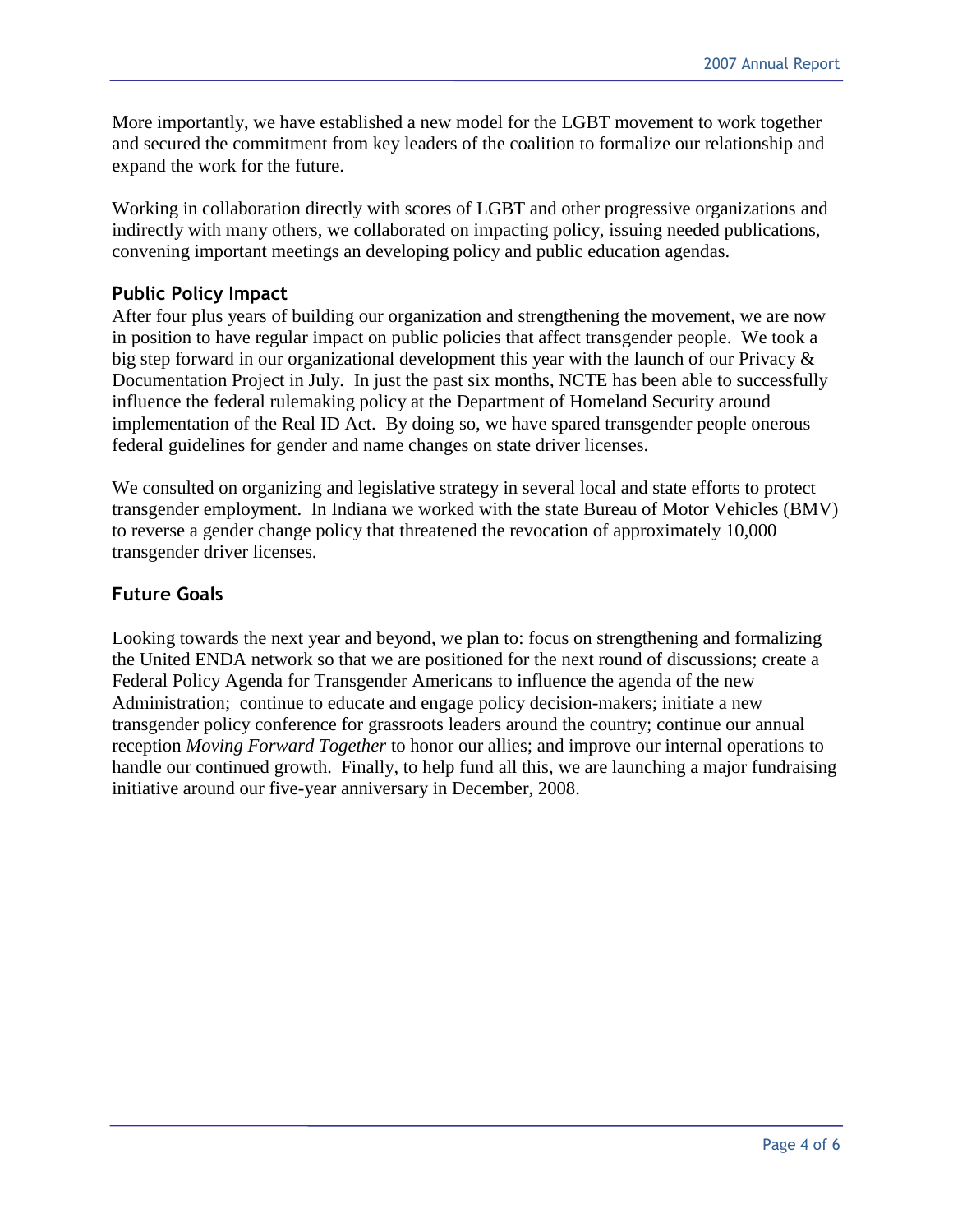More importantly, we have established a new model for the LGBT movement to work together and secured the commitment from key leaders of the coalition to formalize our relationship and expand the work for the future.

Working in collaboration directly with scores of LGBT and other progressive organizations and indirectly with many others, we collaborated on impacting policy, issuing needed publications, convening important meetings an developing policy and public education agendas.

### Public Policy Impact

After four plus years of building our organization and strengthening the movement, we are now in position to have regular impact on public policies that affect transgender people. We took a big step forward in our organizational development this year with the launch of our Privacy & Documentation Project in July. In just the past six months, NCTE has been able to successfully influence the federal rulemaking policy at the Department of Homeland Security around implementation of the Real ID Act. By doing so, we have spared transgender people onerous federal guidelines for gender and name changes on state driver licenses.

We consulted on organizing and legislative strategy in several local and state efforts to protect transgender employment. In Indiana we worked with the state Bureau of Motor Vehicles (BMV) to reverse a gender change policy that threatened the revocation of approximately 10,000 transgender driver licenses.

### Future Goals

Looking towards the next year and beyond, we plan to: focus on strengthening and formalizing the United ENDA network so that we are positioned for the next round of discussions; create a Federal Policy Agenda for Transgender Americans to influence the agenda of the new Administration; continue to educate and engage policy decision-makers; initiate a new transgender policy conference for grassroots leaders around the country; continue our annual reception *Moving Forward Together* to honor our allies; and improve our internal operations to handle our continued growth. Finally, to help fund all this, we are launching a major fundraising initiative around our five-year anniversary in December, 2008.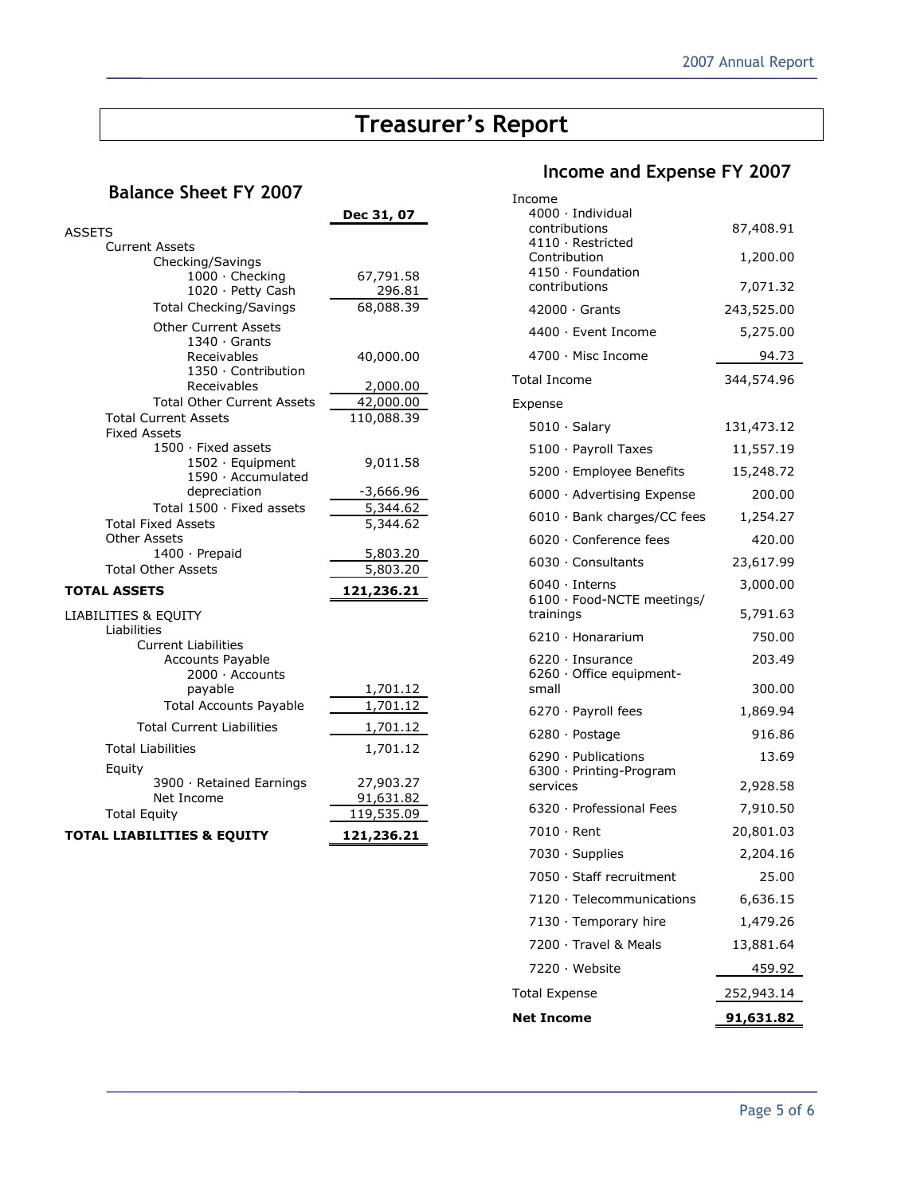# Treasurer's Report

## Balance Sheet FY 2007

| | Dec 31, 07 |
|---|---|
| ASSETS | |
| Current Assets | |
| Checking/Savings | |
| 1000 · Checking | 67,791.58 |
| 1020 · Petty Cash | 296.81 |
| Total Checking/Savings | 68,088.39 |
| Other Current Assets | |
| 1340 · Grants Receivables | 40,000.00 |
| 1350 · Contribution Receivables | 2,000.00 |
| Total Other Current Assets | 42,000.00 |
| Total Current Assets | 110,088.39 |
| Fixed Assets | |
| 1500 · Fixed assets | |
| 1502 · Equipment | 9,011.58 |
| 1590 · Accumulated depreciation | -3,666.96 |
| Total 1500 · Fixed assets | 5,344.62 |
| Total Fixed Assets | 5,344.62 |
| Other Assets | |
| 1400 · Prepaid | 5,803.20 |
| Total Other Assets | 5,803.20 |
| **TOTAL ASSETS** | **121,236.21** |
| LIABILITIES & EQUITY | |
| Liabilities | |
| Current Liabilities | |
| Accounts Payable | |
| 2000 · Accounts payable | 1,701.12 |
| Total Accounts Payable | 1,701.12 |
| Total Current Liabilities | 1,701.12 |
| Total Liabilities | 1,701.12 |
| Equity | |
| 3900 · Retained Earnings | 27,903.27 |
| Net Income | 91,631.82 |
| Total Equity | 119,535.09 |
| **TOTAL LIABILITIES & EQUITY** | **121,236.21** |

## Income and Expense FY 2007

| | |
|---|---|
| Income | |
| 4000 · Individual contributions | 87,408.91 |
| 4110 · Restricted Contribution | 1,200.00 |
| 4150 · Foundation contributions | 7,071.32 |
| 42000 · Grants | 243,525.00 |
| 4400 · Event Income | 5,275.00 |
| 4700 · Misc Income | 94.73 |
| Total Income | 344,574.96 |
| Expense | |
| 5010 · Salary | 131,473.12 |
| 5100 · Payroll Taxes | 11,557.19 |
| 5200 · Employee Benefits | 15,248.72 |
| 6000 · Advertising Expense | 200.00 |
| 6010 · Bank charges/CC fees | 1,254.27 |
| 6020 · Conference fees | 420.00 |
| 6030 · Consultants | 23,617.99 |
| 6040 · Interns | 3,000.00 |
| 6100 · Food-NCTE meetings/ trainings | 5,791.63 |
| 6210 · Honorarium | 750.00 |
| 6220 · Insurance | 203.49 |
| 6260 · Office equipment-small | 300.00 |
| 6270 · Payroll fees | 1,869.94 |
| 6280 · Postage | 916.86 |
| 6290 · Publications | 13.69 |
| 6300 · Printing-Program services | 2,928.58 |
| 6320 · Professional Fees | 7,910.50 |
| 7010 · Rent | 20,801.03 |
| 7030 · Supplies | 2,204.16 |
| 7050 · Staff recruitment | 25.00 |
| 7120 · Telecommunications | 6,636.15 |
| 7130 · Temporary hire | 1,479.26 |
| 7200 · Travel & Meals | 13,881.64 |
| 7220 · Website | 459.92 |
| Total Expense | 252,943.14 |
| **Net Income** | **91,631.82** |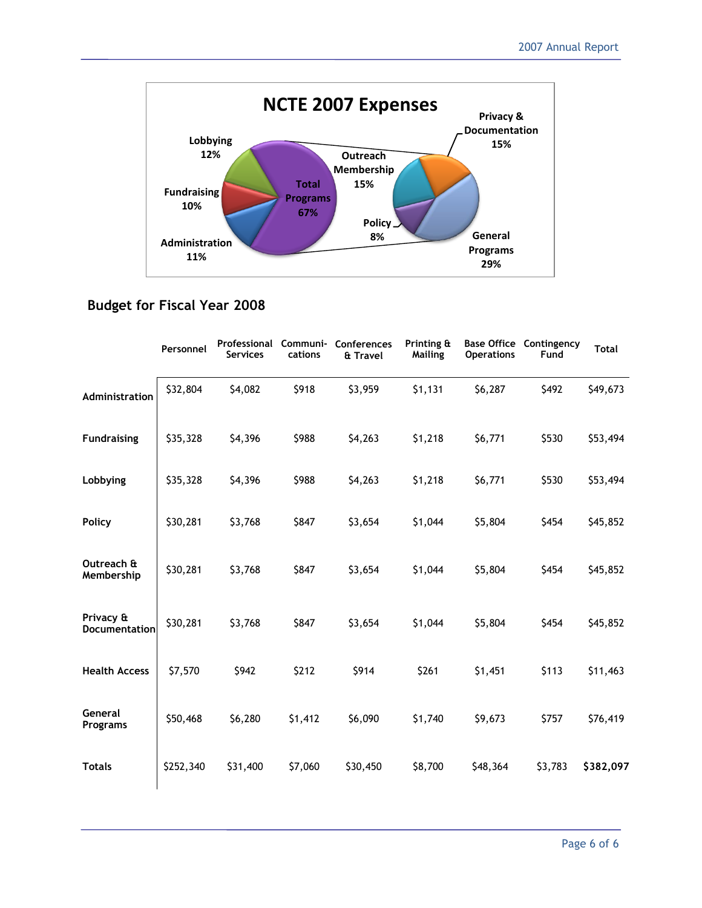NCTE 2007 Expenses

Lobbying 12%

Fundraising 10%

Administration 11%

Total Programs 67%

Outreach Membership 15%

Policy 8%

Privacy & Documentation 15%

General Programs 29%

## Budget for Fiscal Year 2008

| | Personnel | Professional Services | Communi-cations | Conferences & Travel | Printing & Mailing | Base Office Operations | Contingency Fund | Total |
|---|---|---|---|---|---|---|---|---|
| **Administration** | $32,804 | $4,082 | $918 | $3,959 | $1,131 | $6,287 | $492 | $49,673 |
| **Fundraising** | $35,328 | $4,396 | $988 | $4,263 | $1,218 | $6,771 | $530 | $53,494 |
| **Lobbying** | $35,328 | $4,396 | $988 | $4,263 | $1,218 | $6,771 | $530 | $53,494 |
| **Policy** | $30,281 | $3,768 | $847 | $3,654 | $1,044 | $5,804 | $454 | $45,852 |
| **Outreach & Membership** | $30,281 | $3,768 | $847 | $3,654 | $1,044 | $5,804 | $454 | $45,852 |
| **Privacy & Documentation** | $30,281 | $3,768 | $847 | $3,654 | $1,044 | $5,804 | $454 | $45,852 |
| **Health Access** | $7,570 | $942 | $212 | $914 | $261 | $1,451 | $113 | $11,463 |
| **General Programs** | $50,468 | $6,280 | $1,412 | $6,090 | $1,740 | $9,673 | $757 | $76,419 |
| **Totals** | $252,340 | $31,400 | $7,060 | $30,450 | $8,700 | $48,364 | $3,783 | **$382,097** |